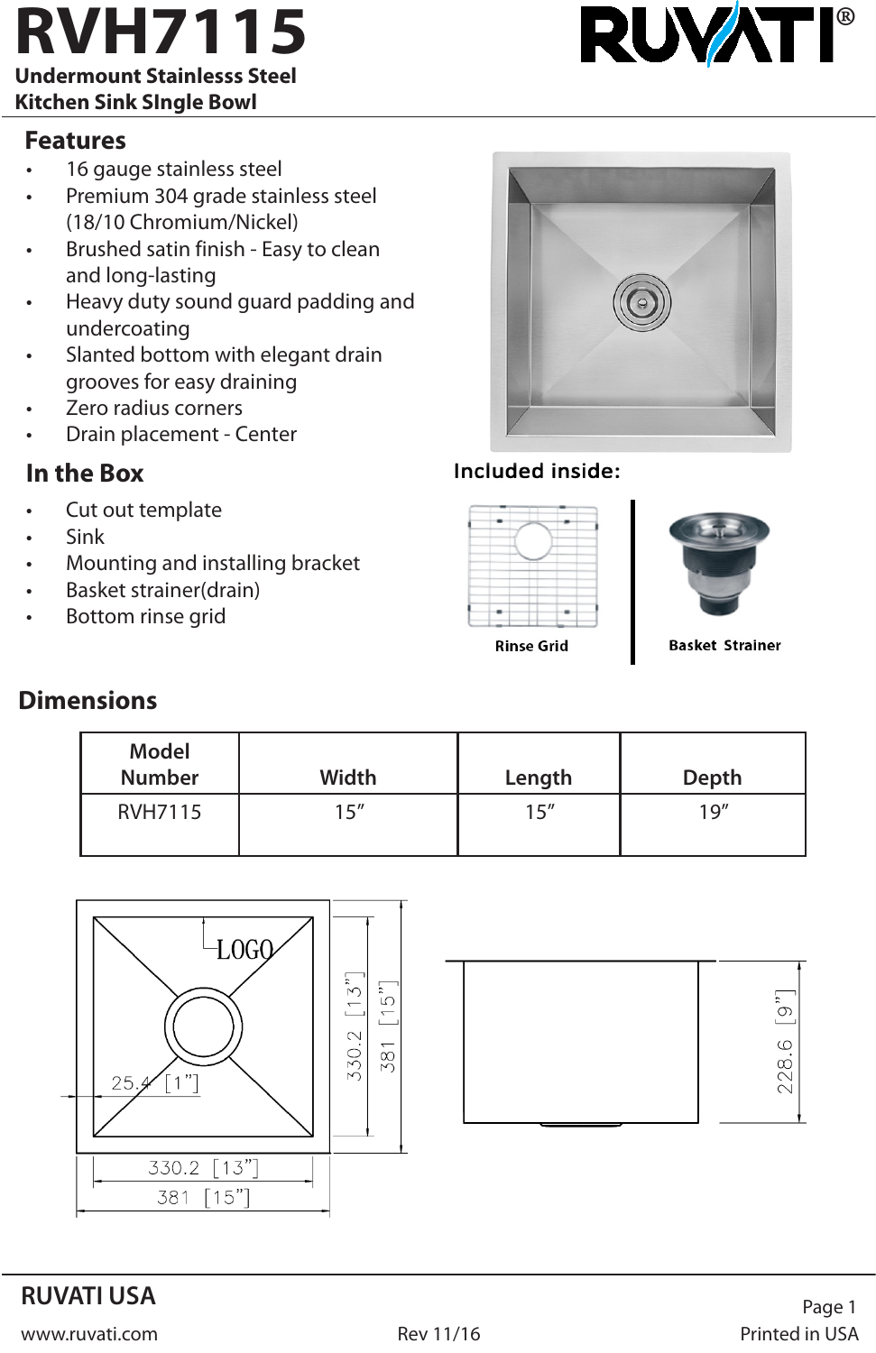# RVH7115

**Undermount Stainlesss Steel Kitchen Sink SIngle Bowl**

RUVATI®

## Features

- 16 gauge stainless steel
- Premium 304 grade stainless steel (18/10 Chromium/Nickel)
- Brushed satin finish - Easy to clean and long-lasting
- Heavy duty sound guard padding and undercoating
- Slanted bottom with elegant drain grooves for easy draining
- Zero radius corners
- Drain placement - Center

## In the Box

- Cut out template
- Sink
- Mounting and installing bracket
- Basket strainer(drain)
- Bottom rinse grid

**Included inside:**

Rinse Grid

Basket Strainer

## Dimensions

| Model Number | Width | Length | Depth |
|---|---|---|---|
| RVH7115 | 15” | 15” | 19” |

LOGO

25.4 [1”]

330.2 [13”]

381 [15”]

330.2 [13”]

381 [15”]

228.6 [9”]

**RUVATI USA**

www.ruvati.com

Rev 11/16

Printed in USA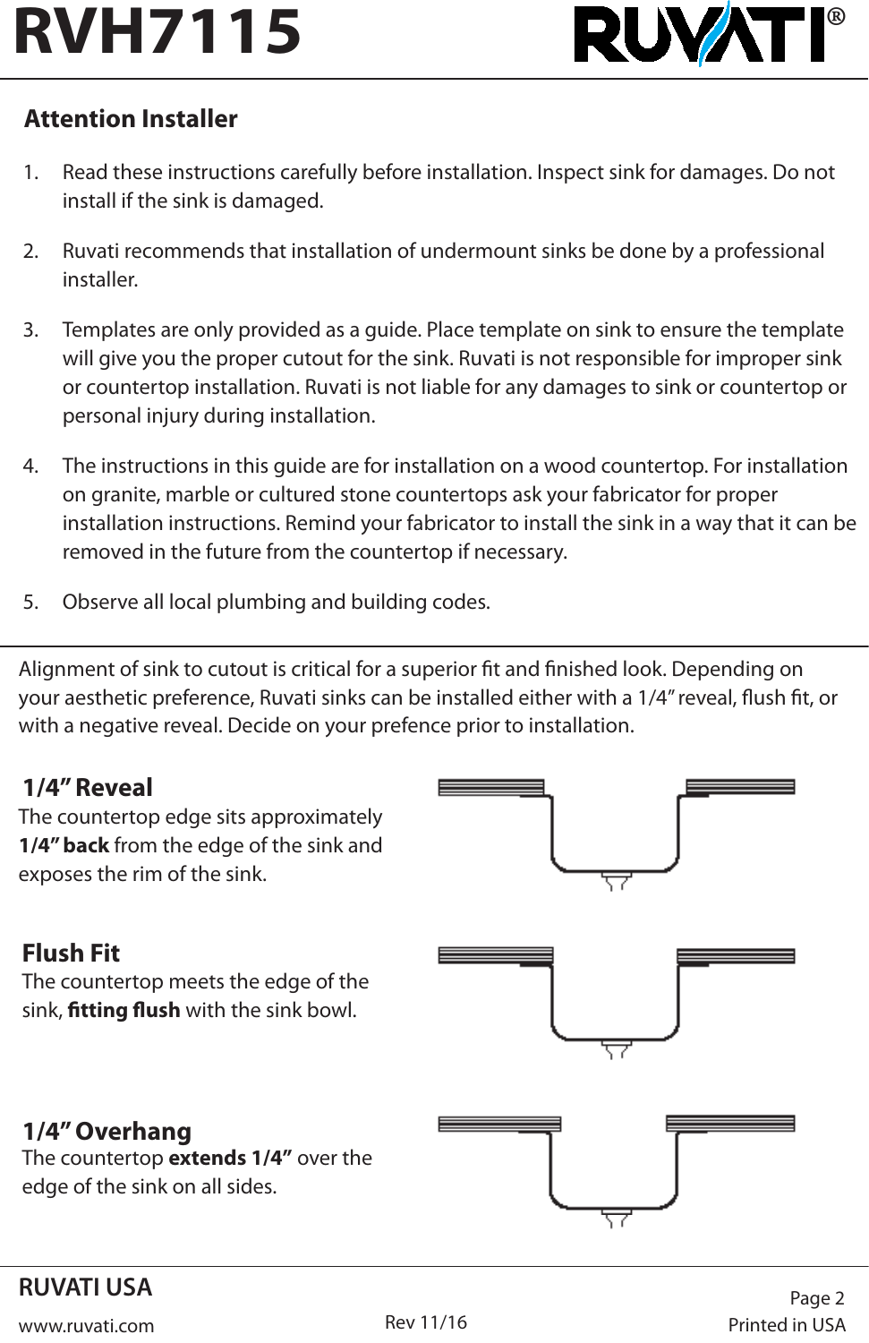# RVH7115

RUVATI®

## Attention Installer

1. Read these instructions carefully before installation. Inspect sink for damages. Do not install if the sink is damaged.
2. Ruvati recommends that installation of undermount sinks be done by a professional installer.
3. Templates are only provided as a guide. Place template on sink to ensure the template will give you the proper cutout for the sink. Ruvati is not responsible for improper sink or countertop installation. Ruvati is not liable for any damages to sink or countertop or personal injury during installation.
4. The instructions in this guide are for installation on a wood countertop. For installation on granite, marble or cultured stone countertops ask your fabricator for proper installation instructions. Remind your fabricator to install the sink in a way that it can be removed in the future from the countertop if necessary.
5. Observe all local plumbing and building codes.

Alignment of sink to cutout is critical for a superior fit and finished look. Depending on your aesthetic preference, Ruvati sinks can be installed either with a 1/4" reveal, flush fit, or with a negative reveal. Decide on your prefence prior to installation.

### 1/4" Reveal

The countertop edge sits approximately **1/4" back** from the edge of the sink and exposes the rim of the sink.

### Flush Fit

The countertop meets the edge of the sink, **fitting flush** with the sink bowl.

### 1/4" Overhang

The countertop **extends 1/4"** over the edge of the sink on all sides.

RUVATI USA

www.ruvati.com

Rev 11/16

Printed in USA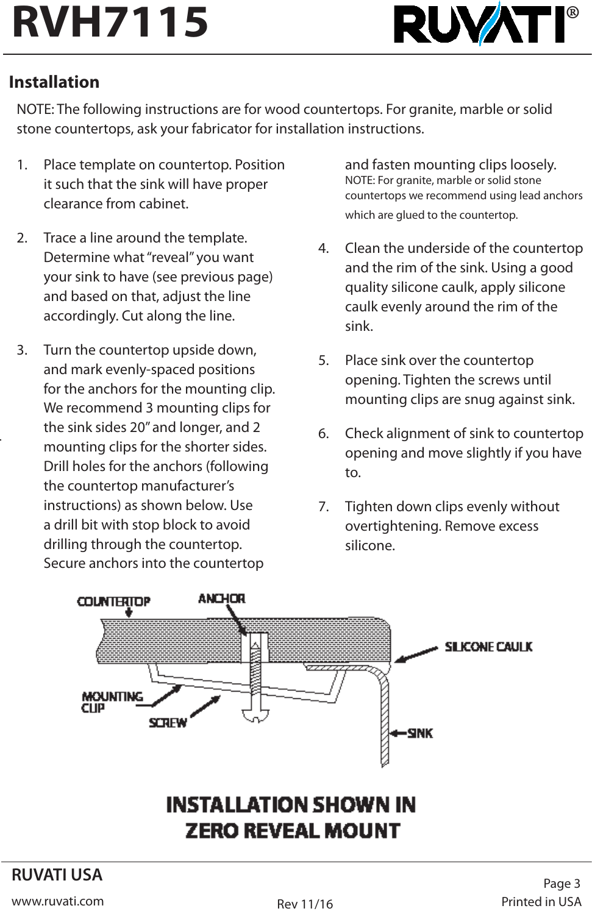## Installation

NOTE: The following instructions are for wood countertops. For granite, marble or solid stone countertops, ask your fabricator for installation instructions.

1. Place template on countertop. Position it such that the sink will have proper clearance from cabinet.

2. Trace a line around the template. Determine what "reveal" you want your sink to have (see previous page) and based on that, adjust the line accordingly. Cut along the line.

3. Turn the countertop upside down, and mark evenly-spaced positions for the anchors for the mounting clip. We recommend 3 mounting clips for the sink sides 20" and longer, and 2 mounting clips for the shorter sides. Drill holes for the anchors (following the countertop manufacturer's instructions) as shown below. Use a drill bit with stop block to avoid drilling through the countertop. Secure anchors into the countertop and fasten mounting clips loosely.
   NOTE: For granite, marble or solid stone countertops we recommend using lead anchors which are glued to the countertop.

4. Clean the underside of the countertop and the rim of the sink. Using a good quality silicone caulk, apply silicone caulk evenly around the rim of the sink.

5. Place sink over the countertop opening. Tighten the screws until mounting clips are snug against sink.

6. Check alignment of sink to countertop opening and move slightly if you have to.

7. Tighten down clips evenly without overtightening. Remove excess silicone.

COUNTERTOP ANCHOR SILICONE CAULK MOUNTING CLIP SCREW SINK

**INSTALLATION SHOWN IN ZERO REVEAL MOUNT**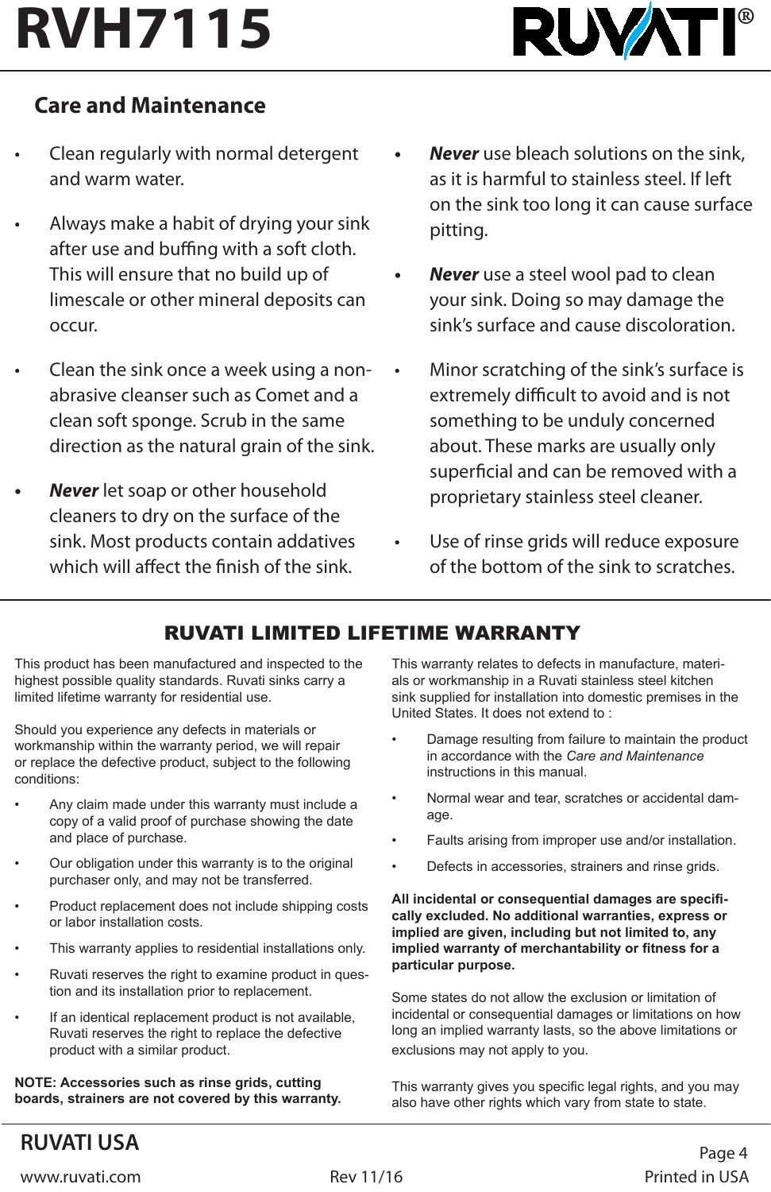## Care and Maintenance

- Clean regularly with normal detergent and warm water.
- Always make a habit of drying your sink after use and buffing with a soft cloth. This will ensure that no build up of limescale or other mineral deposits can occur.
- Clean the sink once a week using a non-abrasive cleanser such as Comet and a clean soft sponge. Scrub in the same direction as the natural grain of the sink.
- ***Never*** let soap or other household cleaners to dry on the surface of the sink. Most products contain addatives which will affect the finish of the sink.
- ***Never*** use bleach solutions on the sink, as it is harmful to stainless steel. If left on the sink too long it can cause surface pitting.
- ***Never*** use a steel wool pad to clean your sink. Doing so may damage the sink's surface and cause discoloration.
- Minor scratching of the sink's surface is extremely difficult to avoid and is not something to be unduly concerned about. These marks are usually only superficial and can be removed with a proprietary stainless steel cleaner.
- Use of rinse grids will reduce exposure of the bottom of the sink to scratches.

## RUVATI LIMITED LIFETIME WARRANTY

This product has been manufactured and inspected to the highest possible quality standards. Ruvati sinks carry a limited lifetime warranty for residential use.

Should you experience any defects in materials or workmanship within the warranty period, we will repair or replace the defective product, subject to the following conditions:

- Any claim made under this warranty must include a copy of a valid proof of purchase showing the date and place of purchase.
- Our obligation under this warranty is to the original purchaser only, and may not be transferred.
- Product replacement does not include shipping costs or labor installation costs.
- This warranty applies to residential installations only.
- Ruvati reserves the right to examine product in question and its installation prior to replacement.
- If an identical replacement product is not available, Ruvati reserves the right to replace the defective product with a similar product.

**NOTE: Accessories such as rinse grids, cutting boards, strainers are not covered by this warranty.**

This warranty relates to defects in manufacture, materials or workmanship in a Ruvati stainless steel kitchen sink supplied for installation into domestic premises in the United States. It does not extend to :

- Damage resulting from failure to maintain the product in accordance with the *Care and Maintenance* instructions in this manual.
- Normal wear and tear, scratches or accidental damage.
- Faults arising from improper use and/or installation.
- Defects in accessories, strainers and rinse grids.

**All incidental or consequential damages are specifically excluded. No additional warranties, express or implied are given, including but not limited to, any implied warranty of merchantability or fitness for a particular purpose.**

Some states do not allow the exclusion or limitation of incidental or consequential damages or limitations on how long an implied warranty lasts, so the above limitations or exclusions may not apply to you.

This warranty gives you specific legal rights, and you may also have other rights which vary from state to state.

RUVATI USA

www.ruvati.com

Rev 11/16

Printed in USA